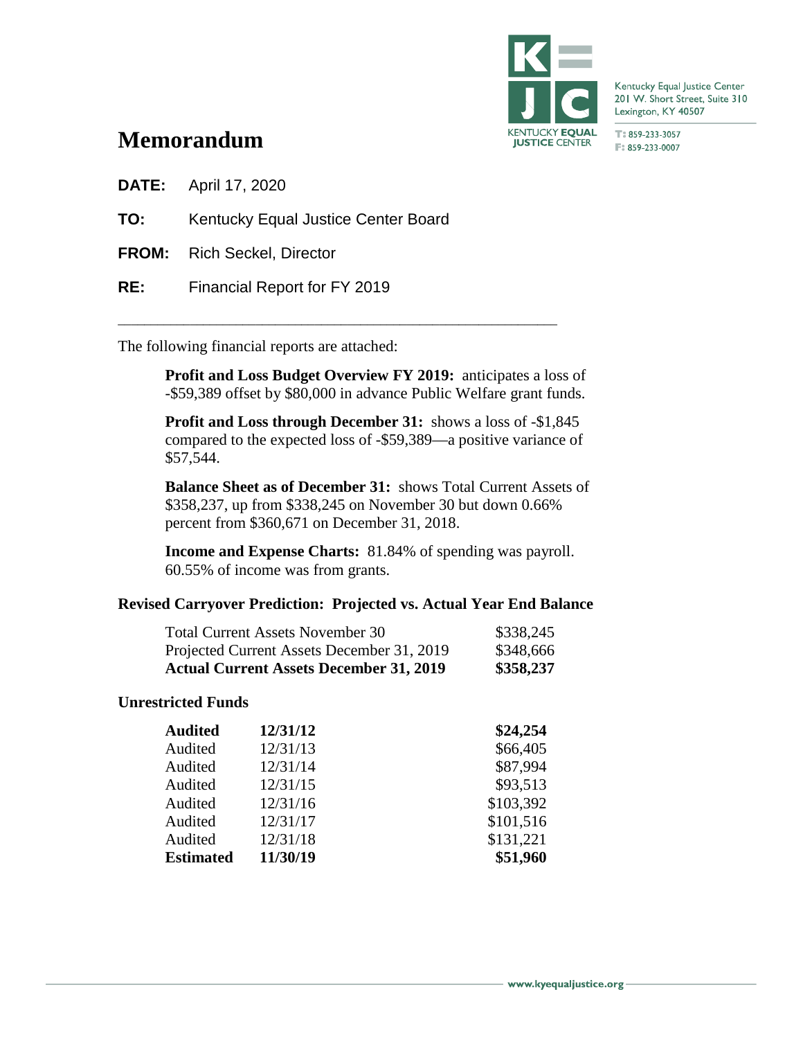Kentucky Equal Justice Center
201 W. Short Street, Suite 310
Lexington, KY 40507

T: 859-233-3057
F: 859-233-0007

# Memorandum

**DATE:** April 17, 2020

**TO:** Kentucky Equal Justice Center Board

**FROM:** Rich Seckel, Director

**RE:** Financial Report for FY 2019

---

The following financial reports are attached:

**Profit and Loss Budget Overview FY 2019:** anticipates a loss of -$59,389 offset by $80,000 in advance Public Welfare grant funds.

**Profit and Loss through December 31:** shows a loss of -$1,845 compared to the expected loss of -$59,389—a positive variance of $57,544.

**Balance Sheet as of December 31:** shows Total Current Assets of $358,237, up from $338,245 on November 30 but down 0.66% percent from $360,671 on December 31, 2018.

**Income and Expense Charts:** 81.84% of spending was payroll. 60.55% of income was from grants.

**Revised Carryover Prediction: Projected vs. Actual Year End Balance**

| | |
|---|---|
| Total Current Assets November 30 | $338,245 |
| Projected Current Assets December 31, 2019 | $348,666 |
| **Actual Current Assets December 31, 2019** | **$358,237** |

**Unrestricted Funds**

| | | |
|---|---|---|
| **Audited** | **12/31/12** | **$24,254** |
| Audited | 12/31/13 | $66,405 |
| Audited | 12/31/14 | $87,994 |
| Audited | 12/31/15 | $93,513 |
| Audited | 12/31/16 | $103,392 |
| Audited | 12/31/17 | $101,516 |
| Audited | 12/31/18 | $131,221 |
| **Estimated** | **11/30/19** | **$51,960** |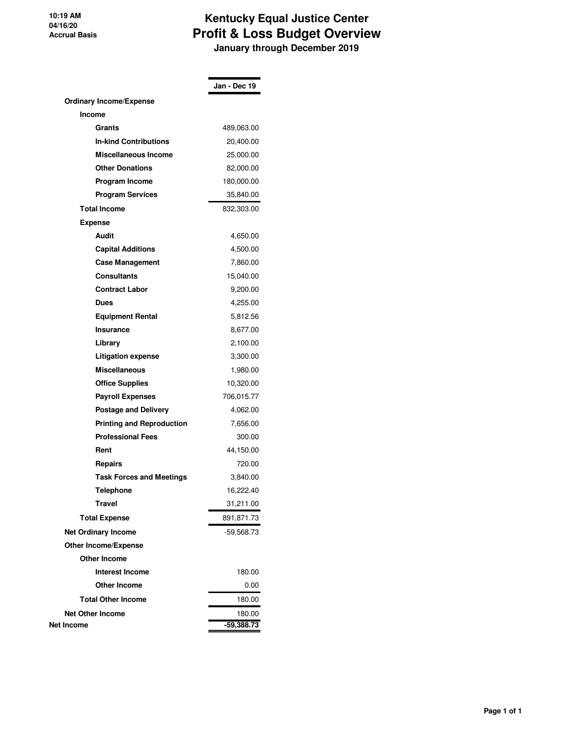10:19 AM
04/16/20
Accrual Basis

# Kentucky Equal Justice Center
## Profit & Loss Budget Overview
### January through December 2019

| | Jan - Dec 19 |
|---|---|
| **Ordinary Income/Expense** | |
| **Income** | |
| **Grants** | 489,063.00 |
| **In-kind Contributions** | 20,400.00 |
| **Miscellaneous Income** | 25,000.00 |
| **Other Donations** | 82,000.00 |
| **Program Income** | 180,000.00 |
| **Program Services** | 35,840.00 |
| **Total Income** | 832,303.00 |
| **Expense** | |
| **Audit** | 4,650.00 |
| **Capital Additions** | 4,500.00 |
| **Case Management** | 7,860.00 |
| **Consultants** | 15,040.00 |
| **Contract Labor** | 9,200.00 |
| **Dues** | 4,255.00 |
| **Equipment Rental** | 5,812.56 |
| **Insurance** | 8,677.00 |
| **Library** | 2,100.00 |
| **Litigation expense** | 3,300.00 |
| **Miscellaneous** | 1,980.00 |
| **Office Supplies** | 10,320.00 |
| **Payroll Expenses** | 706,015.77 |
| **Postage and Delivery** | 4,062.00 |
| **Printing and Reproduction** | 7,656.00 |
| **Professional Fees** | 300.00 |
| **Rent** | 44,150.00 |
| **Repairs** | 720.00 |
| **Task Forces and Meetings** | 3,840.00 |
| **Telephone** | 16,222.40 |
| **Travel** | 31,211.00 |
| **Total Expense** | 891,871.73 |
| **Net Ordinary Income** | -59,568.73 |
| **Other Income/Expense** | |
| **Other Income** | |
| **Interest Income** | 180.00 |
| **Other Income** | 0.00 |
| **Total Other Income** | 180.00 |
| **Net Other Income** | 180.00 |
| **Net Income** | **-59,388.73** |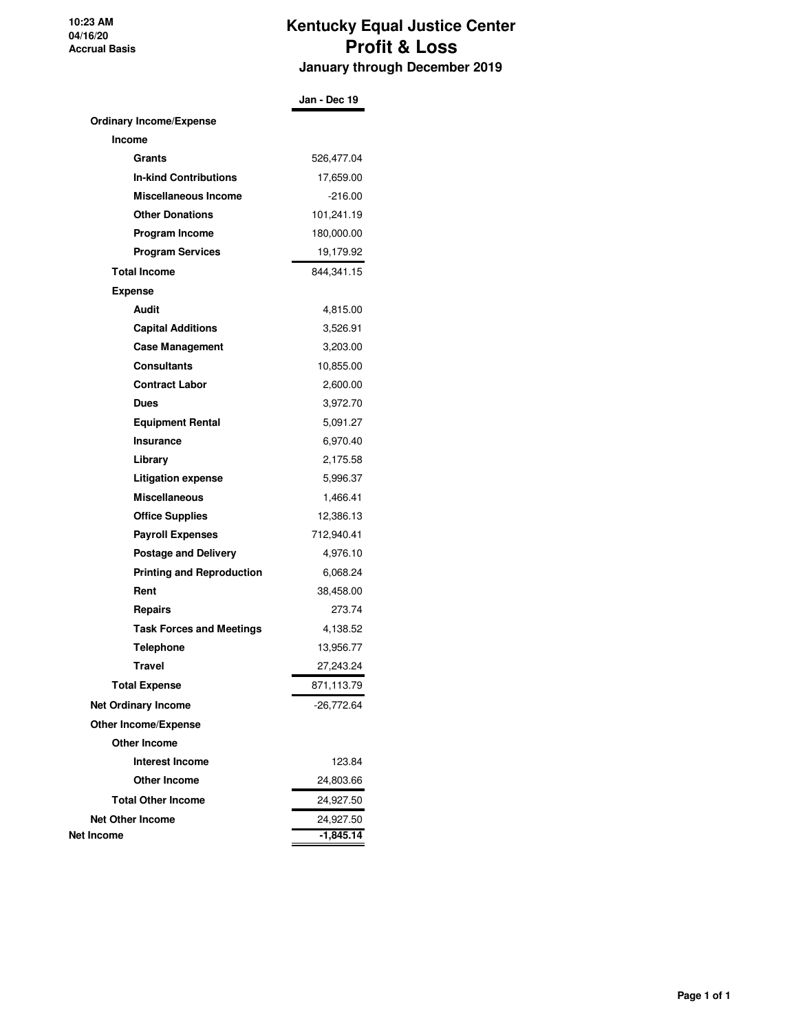10:23 AM
04/16/20
Accrual Basis

# Kentucky Equal Justice Center
## Profit & Loss
### January through December 2019

| | Jan - Dec 19 |
|---|---|
| **Ordinary Income/Expense** | |
| **Income** | |
| **Grants** | 526,477.04 |
| **In-kind Contributions** | 17,659.00 |
| **Miscellaneous Income** | -216.00 |
| **Other Donations** | 101,241.19 |
| **Program Income** | 180,000.00 |
| **Program Services** | 19,179.92 |
| **Total Income** | 844,341.15 |
| **Expense** | |
| **Audit** | 4,815.00 |
| **Capital Additions** | 3,526.91 |
| **Case Management** | 3,203.00 |
| **Consultants** | 10,855.00 |
| **Contract Labor** | 2,600.00 |
| **Dues** | 3,972.70 |
| **Equipment Rental** | 5,091.27 |
| **Insurance** | 6,970.40 |
| **Library** | 2,175.58 |
| **Litigation expense** | 5,996.37 |
| **Miscellaneous** | 1,466.41 |
| **Office Supplies** | 12,386.13 |
| **Payroll Expenses** | 712,940.41 |
| **Postage and Delivery** | 4,976.10 |
| **Printing and Reproduction** | 6,068.24 |
| **Rent** | 38,458.00 |
| **Repairs** | 273.74 |
| **Task Forces and Meetings** | 4,138.52 |
| **Telephone** | 13,956.77 |
| **Travel** | 27,243.24 |
| **Total Expense** | 871,113.79 |
| **Net Ordinary Income** | -26,772.64 |
| **Other Income/Expense** | |
| **Other Income** | |
| **Interest Income** | 123.84 |
| **Other Income** | 24,803.66 |
| **Total Other Income** | 24,927.50 |
| **Net Other Income** | 24,927.50 |
| **Net Income** | **-1,845.14** |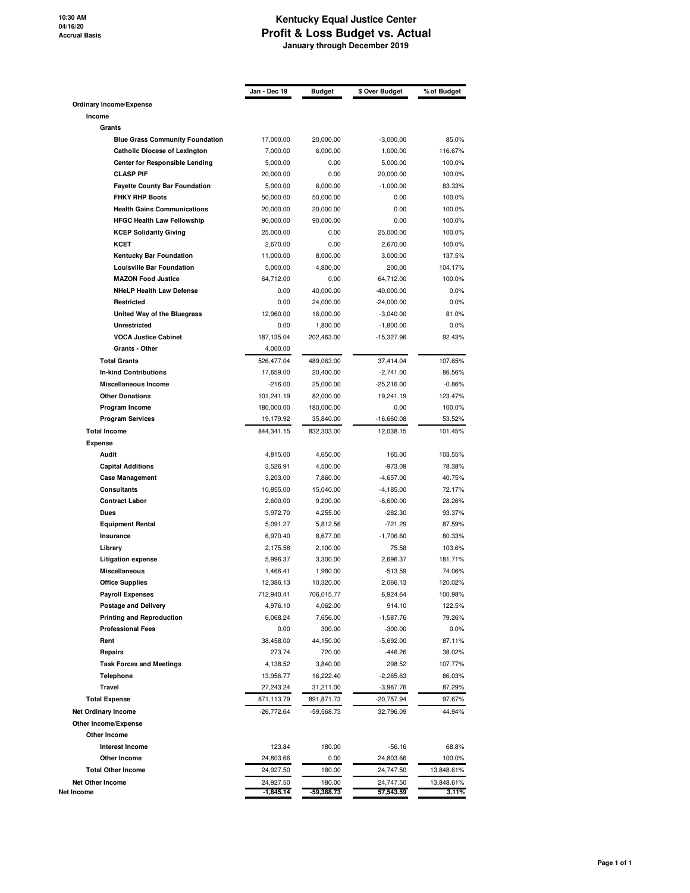10:30 AM
04/16/20
Accrual Basis

# Kentucky Equal Justice Center
## Profit & Loss Budget vs. Actual
### January through December 2019

| | Jan - Dec 19 | Budget | $ Over Budget | % of Budget |
|---|---|---|---|---|
| **Ordinary Income/Expense** | | | | |
| **Income** | | | | |
| **Grants** | | | | |
| **Blue Grass Community Foundation** | 17,000.00 | 20,000.00 | -3,000.00 | 85.0% |
| **Catholic Diocese of Lexington** | 7,000.00 | 6,000.00 | 1,000.00 | 116.67% |
| **Center for Responsible Lending** | 5,000.00 | 0.00 | 5,000.00 | 100.0% |
| **CLASP PIF** | 20,000.00 | 0.00 | 20,000.00 | 100.0% |
| **Fayette County Bar Foundation** | 5,000.00 | 6,000.00 | -1,000.00 | 83.33% |
| **FHKY RHP Boots** | 50,000.00 | 50,000.00 | 0.00 | 100.0% |
| **Health Gains Communications** | 20,000.00 | 20,000.00 | 0.00 | 100.0% |
| **HFGC Health Law Fellowship** | 90,000.00 | 90,000.00 | 0.00 | 100.0% |
| **KCEP Solidarity Giving** | 25,000.00 | 0.00 | 25,000.00 | 100.0% |
| **KCET** | 2,670.00 | 0.00 | 2,670.00 | 100.0% |
| **Kentucky Bar Foundation** | 11,000.00 | 8,000.00 | 3,000.00 | 137.5% |
| **Louisville Bar Foundation** | 5,000.00 | 4,800.00 | 200.00 | 104.17% |
| **MAZON Food Justice** | 64,712.00 | 0.00 | 64,712.00 | 100.0% |
| **NHeLP Health Law Defense** | 0.00 | 40,000.00 | -40,000.00 | 0.0% |
| **Restricted** | 0.00 | 24,000.00 | -24,000.00 | 0.0% |
| **United Way of the Bluegrass** | 12,960.00 | 16,000.00 | -3,040.00 | 81.0% |
| **Unrestricted** | 0.00 | 1,800.00 | -1,800.00 | 0.0% |
| **VOCA Justice Cabinet** | 187,135.04 | 202,463.00 | -15,327.96 | 92.43% |
| **Grants - Other** | 4,000.00 | | | |
| **Total Grants** | 526,477.04 | 489,063.00 | 37,414.04 | 107.65% |
| **In-kind Contributions** | 17,659.00 | 20,400.00 | -2,741.00 | 86.56% |
| **Miscellaneous Income** | -216.00 | 25,000.00 | -25,216.00 | -0.86% |
| **Other Donations** | 101,241.19 | 82,000.00 | 19,241.19 | 123.47% |
| **Program Income** | 180,000.00 | 180,000.00 | 0.00 | 100.0% |
| **Program Services** | 19,179.92 | 35,840.00 | -16,660.08 | 53.52% |
| **Total Income** | 844,341.15 | 832,303.00 | 12,038.15 | 101.45% |
| **Expense** | | | | |
| **Audit** | 4,815.00 | 4,650.00 | 165.00 | 103.55% |
| **Capital Additions** | 3,526.91 | 4,500.00 | -973.09 | 78.38% |
| **Case Management** | 3,203.00 | 7,860.00 | -4,657.00 | 40.75% |
| **Consultants** | 10,855.00 | 15,040.00 | -4,185.00 | 72.17% |
| **Contract Labor** | 2,600.00 | 9,200.00 | -6,600.00 | 28.26% |
| **Dues** | 3,972.70 | 4,255.00 | -282.30 | 93.37% |
| **Equipment Rental** | 5,091.27 | 5,812.56 | -721.29 | 87.59% |
| **Insurance** | 6,970.40 | 8,677.00 | -1,706.60 | 80.33% |
| **Library** | 2,175.58 | 2,100.00 | 75.58 | 103.6% |
| **Litigation expense** | 5,996.37 | 3,300.00 | 2,696.37 | 181.71% |
| **Miscellaneous** | 1,466.41 | 1,980.00 | -513.59 | 74.06% |
| **Office Supplies** | 12,386.13 | 10,320.00 | 2,066.13 | 120.02% |
| **Payroll Expenses** | 712,940.41 | 706,015.77 | 6,924.64 | 100.98% |
| **Postage and Delivery** | 4,976.10 | 4,062.00 | 914.10 | 122.5% |
| **Printing and Reproduction** | 6,068.24 | 7,656.00 | -1,587.76 | 79.26% |
| **Professional Fees** | 0.00 | 300.00 | -300.00 | 0.0% |
| **Rent** | 38,458.00 | 44,150.00 | -5,692.00 | 87.11% |
| **Repairs** | 273.74 | 720.00 | -446.26 | 38.02% |
| **Task Forces and Meetings** | 4,138.52 | 3,840.00 | 298.52 | 107.77% |
| **Telephone** | 13,956.77 | 16,222.40 | -2,265.63 | 86.03% |
| **Travel** | 27,243.24 | 31,211.00 | -3,967.76 | 87.29% |
| **Total Expense** | 871,113.79 | 891,871.73 | -20,757.94 | 97.67% |
| **Net Ordinary Income** | -26,772.64 | -59,568.73 | 32,796.09 | 44.94% |
| **Other Income/Expense** | | | | |
| **Other Income** | | | | |
| **Interest Income** | 123.84 | 180.00 | -56.16 | 68.8% |
| **Other Income** | 24,803.66 | 0.00 | 24,803.66 | 100.0% |
| **Total Other Income** | 24,927.50 | 180.00 | 24,747.50 | 13,848.61% |
| **Net Other Income** | 24,927.50 | 180.00 | 24,747.50 | 13,848.61% |
| **Net Income** | -1,845.14 | -59,388.73 | 57,543.59 | 3.11% |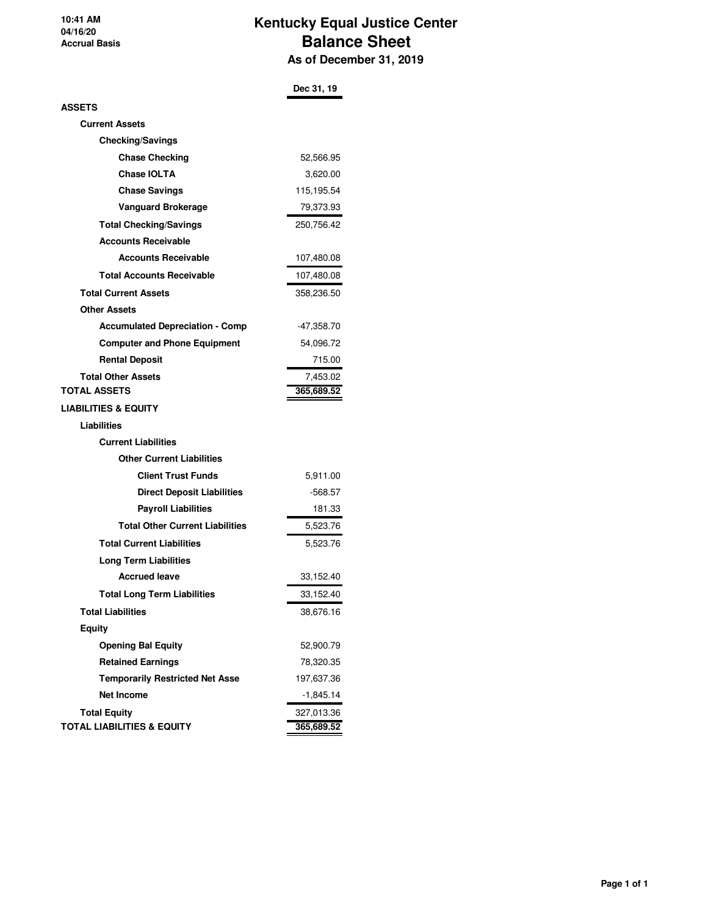10:41 AM
04/16/20
Accrual Basis

# Kentucky Equal Justice Center
## Balance Sheet
### As of December 31, 2019

| | Dec 31, 19 |
|---|---|
| **ASSETS** | |
| **Current Assets** | |
| **Checking/Savings** | |
| **Chase Checking** | 52,566.95 |
| **Chase IOLTA** | 3,620.00 |
| **Chase Savings** | 115,195.54 |
| **Vanguard Brokerage** | 79,373.93 |
| **Total Checking/Savings** | 250,756.42 |
| **Accounts Receivable** | |
| **Accounts Receivable** | 107,480.08 |
| **Total Accounts Receivable** | 107,480.08 |
| **Total Current Assets** | 358,236.50 |
| **Other Assets** | |
| **Accumulated Depreciation - Comp** | -47,358.70 |
| **Computer and Phone Equipment** | 54,096.72 |
| **Rental Deposit** | 715.00 |
| **Total Other Assets** | 7,453.02 |
| **TOTAL ASSETS** | **365,689.52** |
| **LIABILITIES & EQUITY** | |
| **Liabilities** | |
| **Current Liabilities** | |
| **Other Current Liabilities** | |
| **Client Trust Funds** | 5,911.00 |
| **Direct Deposit Liabilities** | -568.57 |
| **Payroll Liabilities** | 181.33 |
| **Total Other Current Liabilities** | 5,523.76 |
| **Total Current Liabilities** | 5,523.76 |
| **Long Term Liabilities** | |
| **Accrued leave** | 33,152.40 |
| **Total Long Term Liabilities** | 33,152.40 |
| **Total Liabilities** | 38,676.16 |
| **Equity** | |
| **Opening Bal Equity** | 52,900.79 |
| **Retained Earnings** | 78,320.35 |
| **Temporarily Restricted Net Asse** | 197,637.36 |
| **Net Income** | -1,845.14 |
| **Total Equity** | 327,013.36 |
| **TOTAL LIABILITIES & EQUITY** | **365,689.52** |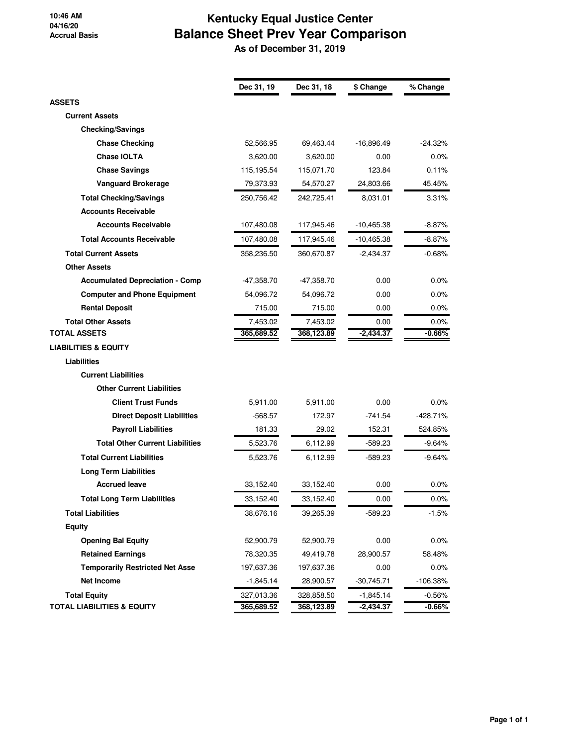10:46 AM
04/16/20
Accrual Basis

# Kentucky Equal Justice Center
## Balance Sheet Prev Year Comparison
### As of December 31, 2019

| | Dec 31, 19 | Dec 31, 18 | $ Change | % Change |
|---|---|---|---|---|
| **ASSETS** | | | | |
| **Current Assets** | | | | |
| **Checking/Savings** | | | | |
| **Chase Checking** | 52,566.95 | 69,463.44 | -16,896.49 | -24.32% |
| **Chase IOLTA** | 3,620.00 | 3,620.00 | 0.00 | 0.0% |
| **Chase Savings** | 115,195.54 | 115,071.70 | 123.84 | 0.11% |
| **Vanguard Brokerage** | 79,373.93 | 54,570.27 | 24,803.66 | 45.45% |
| **Total Checking/Savings** | 250,756.42 | 242,725.41 | 8,031.01 | 3.31% |
| **Accounts Receivable** | | | | |
| **Accounts Receivable** | 107,480.08 | 117,945.46 | -10,465.38 | -8.87% |
| **Total Accounts Receivable** | 107,480.08 | 117,945.46 | -10,465.38 | -8.87% |
| **Total Current Assets** | 358,236.50 | 360,670.87 | -2,434.37 | -0.68% |
| **Other Assets** | | | | |
| **Accumulated Depreciation - Comp** | -47,358.70 | -47,358.70 | 0.00 | 0.0% |
| **Computer and Phone Equipment** | 54,096.72 | 54,096.72 | 0.00 | 0.0% |
| **Rental Deposit** | 715.00 | 715.00 | 0.00 | 0.0% |
| **Total Other Assets** | 7,453.02 | 7,453.02 | 0.00 | 0.0% |
| **TOTAL ASSETS** | **365,689.52** | **368,123.89** | **-2,434.37** | **-0.66%** |
| **LIABILITIES & EQUITY** | | | | |
| **Liabilities** | | | | |
| **Current Liabilities** | | | | |
| **Other Current Liabilities** | | | | |
| **Client Trust Funds** | 5,911.00 | 5,911.00 | 0.00 | 0.0% |
| **Direct Deposit Liabilities** | -568.57 | 172.97 | -741.54 | -428.71% |
| **Payroll Liabilities** | 181.33 | 29.02 | 152.31 | 524.85% |
| **Total Other Current Liabilities** | 5,523.76 | 6,112.99 | -589.23 | -9.64% |
| **Total Current Liabilities** | 5,523.76 | 6,112.99 | -589.23 | -9.64% |
| **Long Term Liabilities** | | | | |
| **Accrued leave** | 33,152.40 | 33,152.40 | 0.00 | 0.0% |
| **Total Long Term Liabilities** | 33,152.40 | 33,152.40 | 0.00 | 0.0% |
| **Total Liabilities** | 38,676.16 | 39,265.39 | -589.23 | -1.5% |
| **Equity** | | | | |
| **Opening Bal Equity** | 52,900.79 | 52,900.79 | 0.00 | 0.0% |
| **Retained Earnings** | 78,320.35 | 49,419.78 | 28,900.57 | 58.48% |
| **Temporarily Restricted Net Asse** | 197,637.36 | 197,637.36 | 0.00 | 0.0% |
| **Net Income** | -1,845.14 | 28,900.57 | -30,745.71 | -106.38% |
| **Total Equity** | 327,013.36 | 328,858.50 | -1,845.14 | -0.56% |
| **TOTAL LIABILITIES & EQUITY** | **365,689.52** | **368,123.89** | **-2,434.37** | **-0.66%** |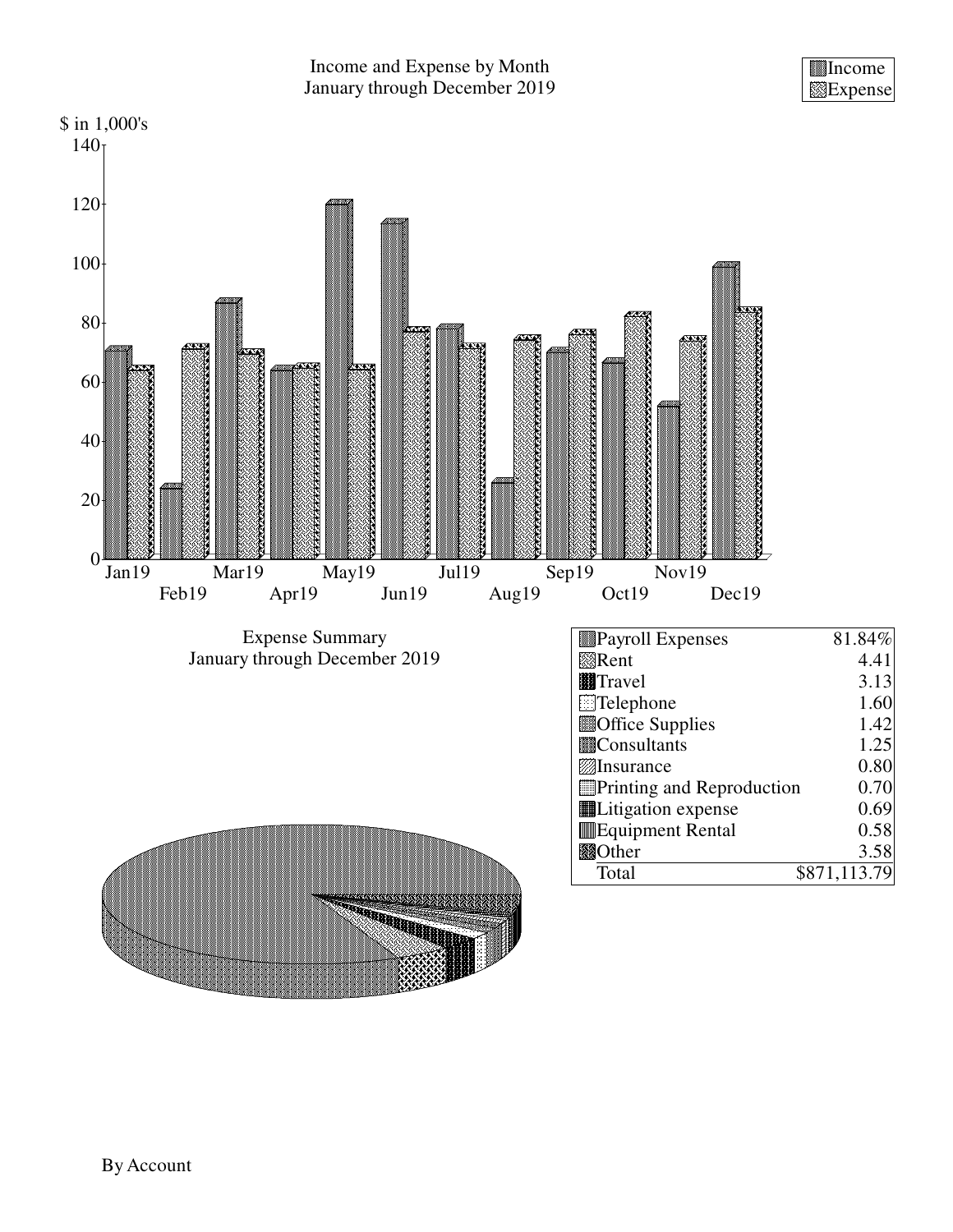Income and Expense by Month
January through December 2019

| | Income | Expense |
|---|---|---|

$ in 1,000's

140, 120, 100, 80, 60, 40, 20, 0

Jan19 Feb19 Mar19 Apr19 May19 Jun19 Jul19 Aug19 Sep19 Oct19 Nov19 Dec19

Expense Summary
January through December 2019

| Account | % |
|---|---|
| Payroll Expenses | 81.84% |
| Rent | 4.41 |
| Travel | 3.13 |
| Telephone | 1.60 |
| Office Supplies | 1.42 |
| Consultants | 1.25 |
| Insurance | 0.80 |
| Printing and Reproduction | 0.70 |
| Litigation expense | 0.69 |
| Equipment Rental | 0.58 |
| Other | 3.58 |
| Total | $871,113.79 |

By Account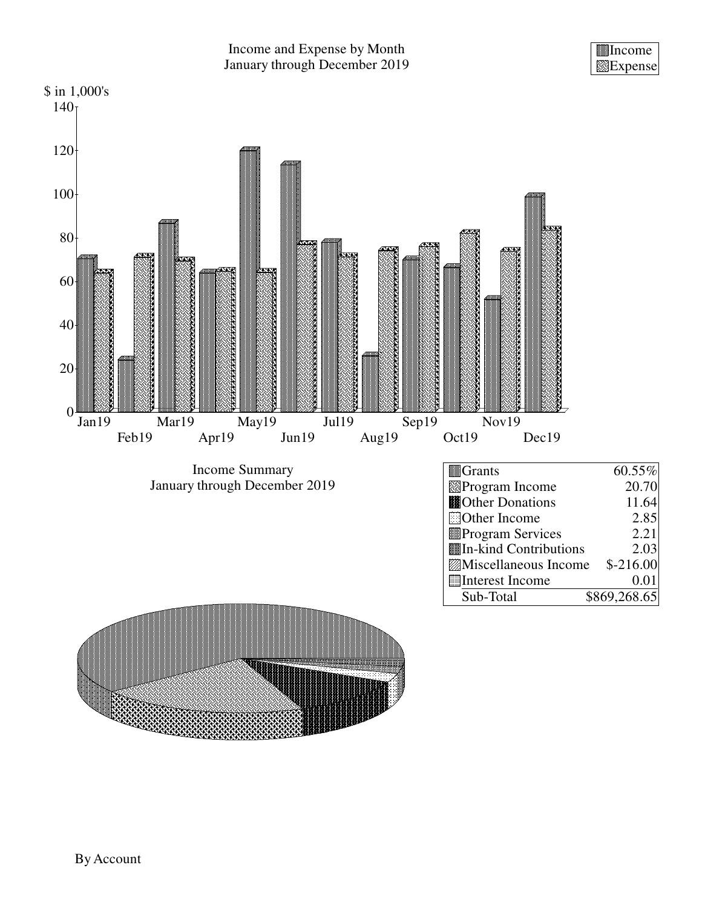Income and Expense by Month
January through December 2019

Income
Expense

$ in 1,000's

140
120
100
80
60
40
20
0

Jan19 Feb19 Mar19 Apr19 May19 Jun19 Jul19 Aug19 Sep19 Oct19 Nov19 Dec19

Income Summary
January through December 2019

| | |
|---|---|
| Grants | 60.55% |
| Program Income | 20.70 |
| Other Donations | 11.64 |
| Other Income | 2.85 |
| Program Services | 2.21 |
| In-kind Contributions | 2.03 |
| Miscellaneous Income | $-216.00 |
| Interest Income | 0.01 |
| Sub-Total | $869,268.65 |

By Account